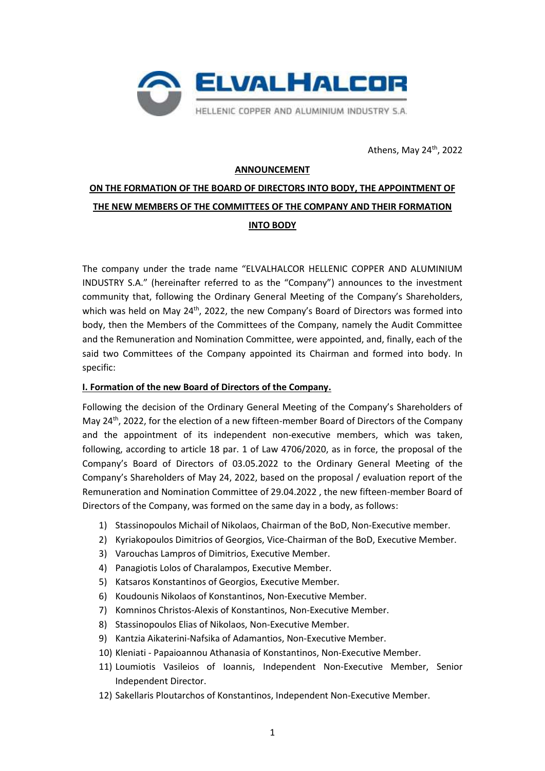Athens, May 24th, 2022

**ANNOUNCEMENT**

# ON THE FORMATION OF THE BOARD OF DIRECTORS INTO BODY, THE APPOINTMENT OF THE NEW MEMBERS OF THE COMMITTEES OF THE COMPANY AND THEIR FORMATION INTO BODY

The company under the trade name "ELVALHALCOR HELLENIC COPPER AND ALUMINIUM INDUSTRY S.A." (hereinafter referred to as the "Company") announces to the investment community that, following the Ordinary General Meeting of the Company's Shareholders, which was held on May 24th, 2022, the new Company's Board of Directors was formed into body, then the Members of the Committees of the Company, namely the Audit Committee and the Remuneration and Nomination Committee, were appointed, and, finally, each of the said two Committees of the Company appointed its Chairman and formed into body. In specific:

## I. Formation of the new Board of Directors of the Company.

Following the decision of the Ordinary General Meeting of the Company's Shareholders of May 24th, 2022, for the election of a new fifteen-member Board of Directors of the Company and the appointment of its independent non-executive members, which was taken, following, according to article 18 par. 1 of Law 4706/2020, as in force, the proposal of the Company's Board of Directors of 03.05.2022 to the Ordinary General Meeting of the Company's Shareholders of May 24, 2022, based on the proposal / evaluation report of the Remuneration and Nomination Committee of 29.04.2022 , the new fifteen-member Board of Directors of the Company, was formed on the same day in a body, as follows:

1) Stassinopoulos Michail of Nikolaos, Chairman of the BoD, Non-Executive member.
2) Kyriakopoulos Dimitrios of Georgios, Vice-Chairman of the BoD, Executive Member.
3) Varouchas Lampros of Dimitrios, Executive Member.
4) Panagiotis Lolos of Charalampos, Executive Member.
5) Katsaros Konstantinos of Georgios, Executive Member.
6) Koudounis Nikolaos of Konstantinos, Non-Executive Member.
7) Komninos Christos-Alexis of Konstantinos, Non-Executive Member.
8) Stassinopoulos Elias of Nikolaos, Non-Executive Member.
9) Kantzia Aikaterini-Nafsika of Adamantios, Non-Executive Member.
10) Kleniati - Papaioannou Athanasia of Konstantinos, Non-Executive Member.
11) Loumiotis Vasileios of Ioannis, Independent Non-Executive Member, Senior Independent Director.
12) Sakellaris Ploutarchos of Konstantinos, Independent Non-Executive Member.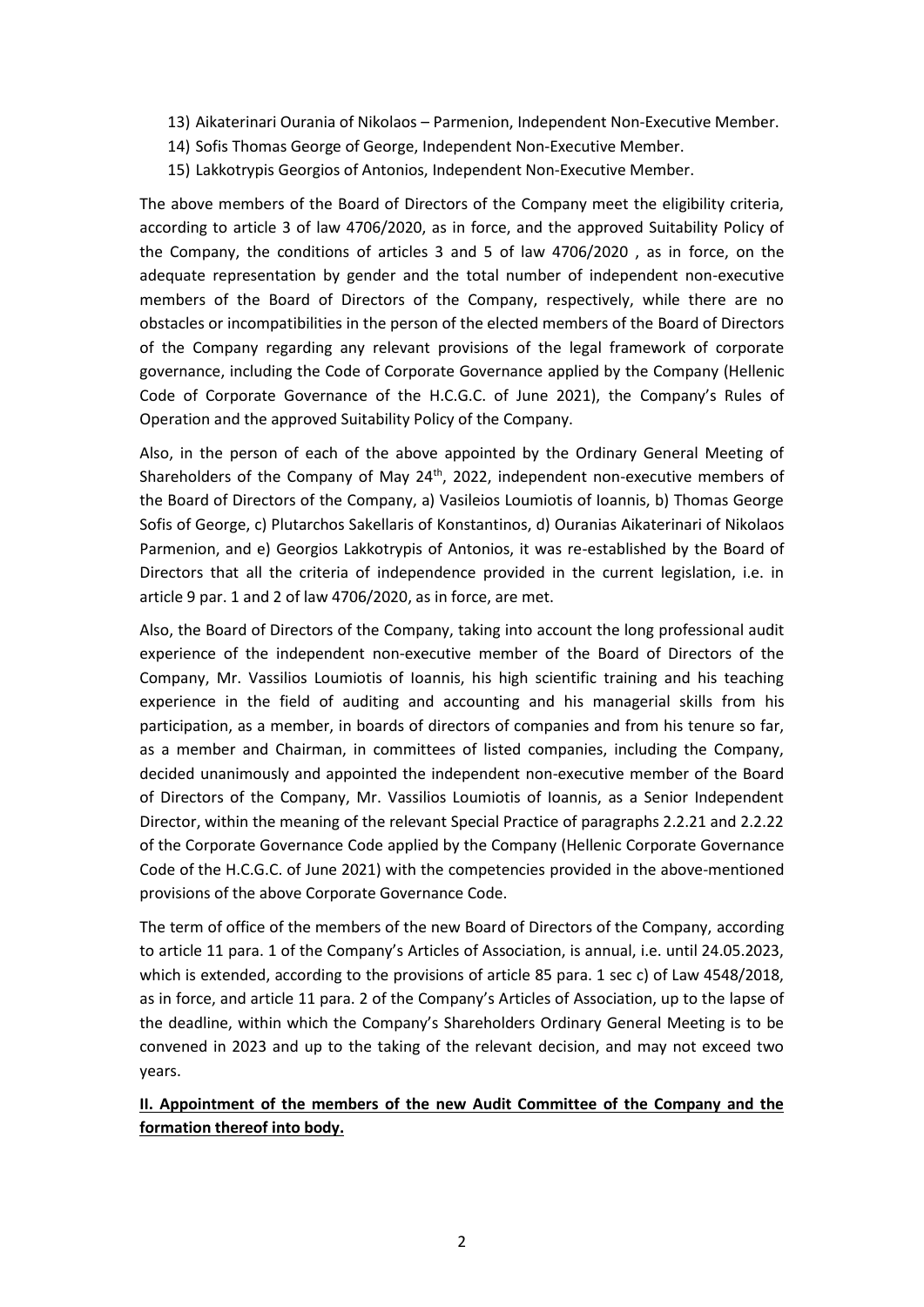13) Aikaterinari Ourania of Nikolaos – Parmenion, Independent Non-Executive Member.
14) Sofis Thomas George of George, Independent Non-Executive Member.
15) Lakkotrypis Georgios of Antonios, Independent Non-Executive Member.

The above members of the Board of Directors of the Company meet the eligibility criteria, according to article 3 of law 4706/2020, as in force, and the approved Suitability Policy of the Company, the conditions of articles 3 and 5 of law 4706/2020 , as in force, on the adequate representation by gender and the total number of independent non-executive members of the Board of Directors of the Company, respectively, while there are no obstacles or incompatibilities in the person of the elected members of the Board of Directors of the Company regarding any relevant provisions of the legal framework of corporate governance, including the Code of Corporate Governance applied by the Company (Hellenic Code of Corporate Governance of the H.C.G.C. of June 2021), the Company's Rules of Operation and the approved Suitability Policy of the Company.

Also, in the person of each of the above appointed by the Ordinary General Meeting of Shareholders of the Company of May 24th, 2022, independent non-executive members of the Board of Directors of the Company, a) Vasileios Loumiotis of Ioannis, b) Thomas George Sofis of George, c) Plutarchos Sakellaris of Konstantinos, d) Ouranias Aikaterinari of Nikolaos Parmenion, and e) Georgios Lakkotrypis of Antonios, it was re-established by the Board of Directors that all the criteria of independence provided in the current legislation, i.e. in article 9 par. 1 and 2 of law 4706/2020, as in force, are met.

Also, the Board of Directors of the Company, taking into account the long professional audit experience of the independent non-executive member of the Board of Directors of the Company, Mr. Vassilios Loumiotis of Ioannis, his high scientific training and his teaching experience in the field of auditing and accounting and his managerial skills from his participation, as a member, in boards of directors of companies and from his tenure so far, as a member and Chairman, in committees of listed companies, including the Company, decided unanimously and appointed the independent non-executive member of the Board of Directors of the Company, Mr. Vassilios Loumiotis of Ioannis, as a Senior Independent Director, within the meaning of the relevant Special Practice of paragraphs 2.2.21 and 2.2.22 of the Corporate Governance Code applied by the Company (Hellenic Corporate Governance Code of the H.C.G.C. of June 2021) with the competencies provided in the above-mentioned provisions of the above Corporate Governance Code.

The term of office of the members of the new Board of Directors of the Company, according to article 11 para. 1 of the Company's Articles of Association, is annual, i.e. until 24.05.2023, which is extended, according to the provisions of article 85 para. 1 sec c) of Law 4548/2018, as in force, and article 11 para. 2 of the Company's Articles of Association, up to the lapse of the deadline, within which the Company's Shareholders Ordinary General Meeting is to be convened in 2023 and up to the taking of the relevant decision, and may not exceed two years.

**II. Appointment of the members of the new Audit Committee of the Company and the formation thereof into body.**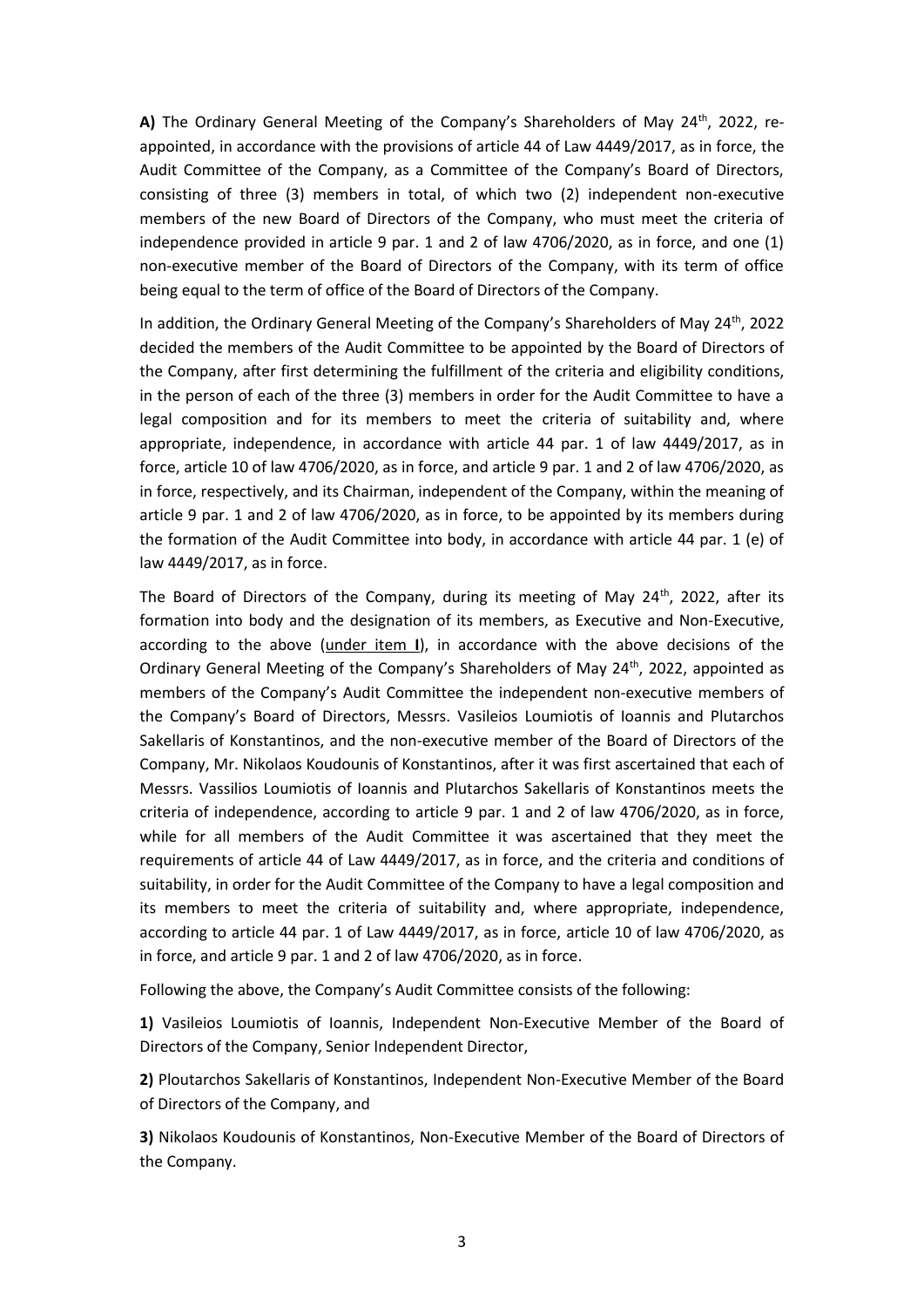**A)** The Ordinary General Meeting of the Company's Shareholders of May 24th, 2022, re-appointed, in accordance with the provisions of article 44 of Law 4449/2017, as in force, the Audit Committee of the Company, as a Committee of the Company's Board of Directors, consisting of three (3) members in total, of which two (2) independent non-executive members of the new Board of Directors of the Company, who must meet the criteria of independence provided in article 9 par. 1 and 2 of law 4706/2020, as in force, and one (1) non-executive member of the Board of Directors of the Company, with its term of office being equal to the term of office of the Board of Directors of the Company.

In addition, the Ordinary General Meeting of the Company's Shareholders of May 24th, 2022 decided the members of the Audit Committee to be appointed by the Board of Directors of the Company, after first determining the fulfillment of the criteria and eligibility conditions, in the person of each of the three (3) members in order for the Audit Committee to have a legal composition and for its members to meet the criteria of suitability and, where appropriate, independence, in accordance with article 44 par. 1 of law 4449/2017, as in force, article 10 of law 4706/2020, as in force, and article 9 par. 1 and 2 of law 4706/2020, as in force, respectively, and its Chairman, independent of the Company, within the meaning of article 9 par. 1 and 2 of law 4706/2020, as in force, to be appointed by its members during the formation of the Audit Committee into body, in accordance with article 44 par. 1 (e) of law 4449/2017, as in force.

The Board of Directors of the Company, during its meeting of May 24th, 2022, after its formation into body and the designation of its members, as Executive and Non-Executive, according to the above (under item **I**), in accordance with the above decisions of the Ordinary General Meeting of the Company's Shareholders of May 24th, 2022, appointed as members of the Company's Audit Committee the independent non-executive members of the Company's Board of Directors, Messrs. Vasileios Loumiotis of Ioannis and Plutarchos Sakellaris of Konstantinos, and the non-executive member of the Board of Directors of the Company, Mr. Nikolaos Koudounis of Konstantinos, after it was first ascertained that each of Messrs. Vassilios Loumiotis of Ioannis and Plutarchos Sakellaris of Konstantinos meets the criteria of independence, according to article 9 par. 1 and 2 of law 4706/2020, as in force, while for all members of the Audit Committee it was ascertained that they meet the requirements of article 44 of Law 4449/2017, as in force, and the criteria and conditions of suitability, in order for the Audit Committee of the Company to have a legal composition and its members to meet the criteria of suitability and, where appropriate, independence, according to article 44 par. 1 of Law 4449/2017, as in force, article 10 of law 4706/2020, as in force, and article 9 par. 1 and 2 of law 4706/2020, as in force.

Following the above, the Company's Audit Committee consists of the following:

**1)** Vasileios Loumiotis of Ioannis, Independent Non-Executive Member of the Board of Directors of the Company, Senior Independent Director,

**2)** Ploutarchos Sakellaris of Konstantinos, Independent Non-Executive Member of the Board of Directors of the Company, and

**3)** Nikolaos Koudounis of Konstantinos, Non-Executive Member of the Board of Directors of the Company.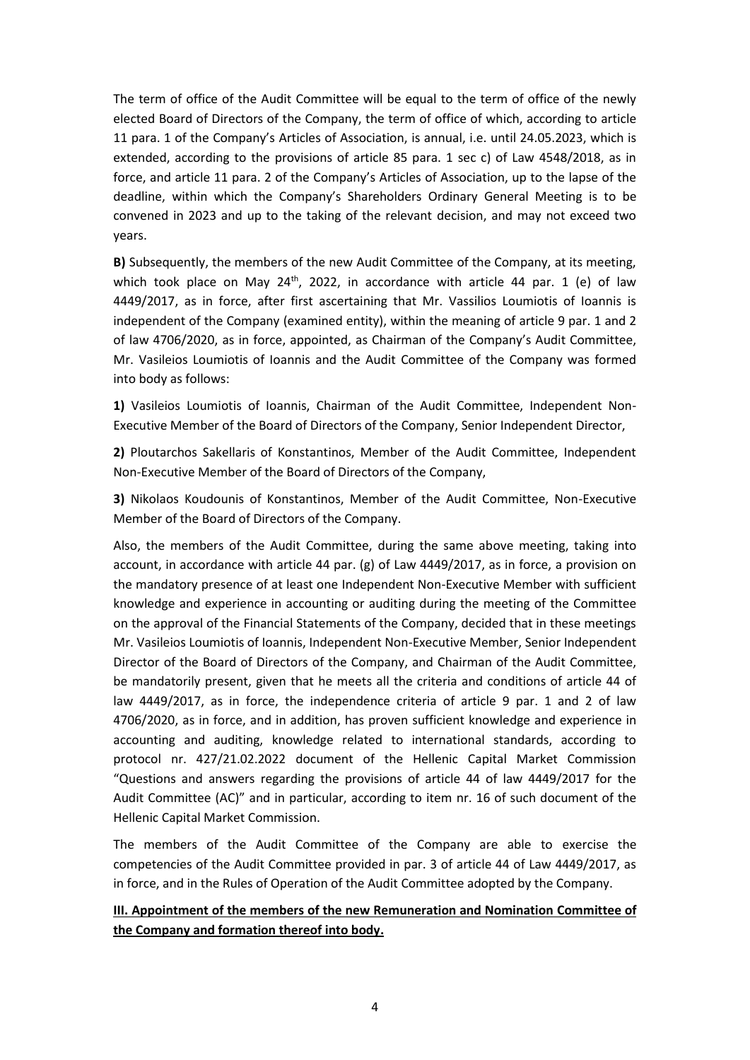The term of office of the Audit Committee will be equal to the term of office of the newly elected Board of Directors of the Company, the term of office of which, according to article 11 para. 1 of the Company's Articles of Association, is annual, i.e. until 24.05.2023, which is extended, according to the provisions of article 85 para. 1 sec c) of Law 4548/2018, as in force, and article 11 para. 2 of the Company's Articles of Association, up to the lapse of the deadline, within which the Company's Shareholders Ordinary General Meeting is to be convened in 2023 and up to the taking of the relevant decision, and may not exceed two years.

**B)** Subsequently, the members of the new Audit Committee of the Company, at its meeting, which took place on May 24th, 2022, in accordance with article 44 par. 1 (e) of law 4449/2017, as in force, after first ascertaining that Mr. Vassilios Loumiotis of Ioannis is independent of the Company (examined entity), within the meaning of article 9 par. 1 and 2 of law 4706/2020, as in force, appointed, as Chairman of the Company's Audit Committee, Mr. Vasileios Loumiotis of Ioannis and the Audit Committee of the Company was formed into body as follows:

**1)** Vasileios Loumiotis of Ioannis, Chairman of the Audit Committee, Independent Non-Executive Member of the Board of Directors of the Company, Senior Independent Director,

**2)** Ploutarchos Sakellaris of Konstantinos, Member of the Audit Committee, Independent Non-Executive Member of the Board of Directors of the Company,

**3)** Nikolaos Koudounis of Konstantinos, Member of the Audit Committee, Non-Executive Member of the Board of Directors of the Company.

Also, the members of the Audit Committee, during the same above meeting, taking into account, in accordance with article 44 par. (g) of Law 4449/2017, as in force, a provision on the mandatory presence of at least one Independent Non-Executive Member with sufficient knowledge and experience in accounting or auditing during the meeting of the Committee on the approval of the Financial Statements of the Company, decided that in these meetings Mr. Vasileios Loumiotis of Ioannis, Independent Non-Executive Member, Senior Independent Director of the Board of Directors of the Company, and Chairman of the Audit Committee, be mandatorily present, given that he meets all the criteria and conditions of article 44 of law 4449/2017, as in force, the independence criteria of article 9 par. 1 and 2 of law 4706/2020, as in force, and in addition, has proven sufficient knowledge and experience in accounting and auditing, knowledge related to international standards, according to protocol nr. 427/21.02.2022 document of the Hellenic Capital Market Commission "Questions and answers regarding the provisions of article 44 of law 4449/2017 for the Audit Committee (AC)" and in particular, according to item nr. 16 of such document of the Hellenic Capital Market Commission.

The members of the Audit Committee of the Company are able to exercise the competencies of the Audit Committee provided in par. 3 of article 44 of Law 4449/2017, as in force, and in the Rules of Operation of the Audit Committee adopted by the Company.

**III. Appointment of the members of the new Remuneration and Nomination Committee of the Company and formation thereof into body.**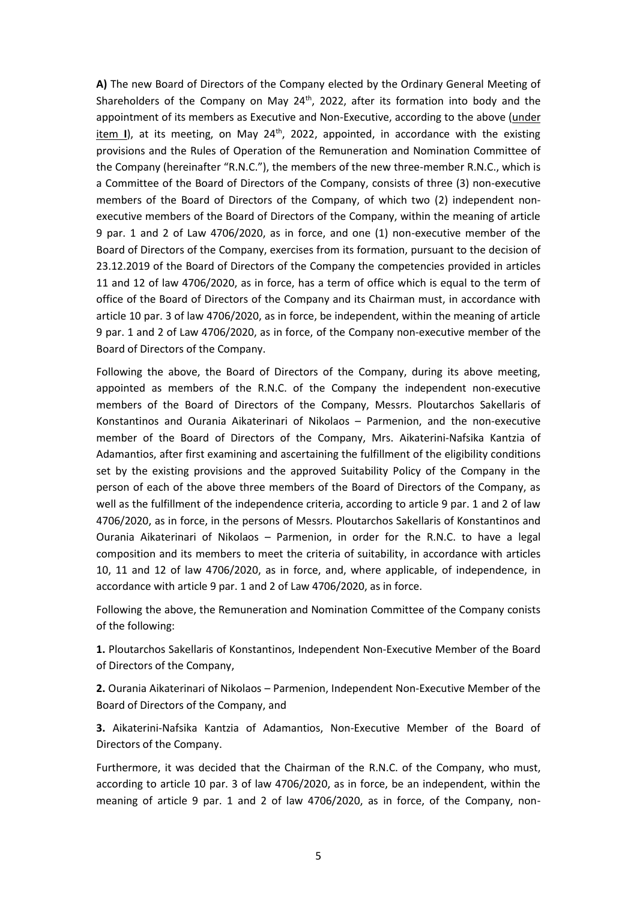**A)** The new Board of Directors of the Company elected by the Ordinary General Meeting of Shareholders of the Company on May 24th, 2022, after its formation into body and the appointment of its members as Executive and Non-Executive, according to the above (under item **I**), at its meeting, on May 24th, 2022, appointed, in accordance with the existing provisions and the Rules of Operation of the Remuneration and Nomination Committee of the Company (hereinafter "R.N.C."), the members of the new three-member R.N.C., which is a Committee of the Board of Directors of the Company, consists of three (3) non-executive members of the Board of Directors of the Company, of which two (2) independent non-executive members of the Board of Directors of the Company, within the meaning of article 9 par. 1 and 2 of Law 4706/2020, as in force, and one (1) non-executive member of the Board of Directors of the Company, exercises from its formation, pursuant to the decision of 23.12.2019 of the Board of Directors of the Company the competencies provided in articles 11 and 12 of law 4706/2020, as in force, has a term of office which is equal to the term of office of the Board of Directors of the Company and its Chairman must, in accordance with article 10 par. 3 of law 4706/2020, as in force, be independent, within the meaning of article 9 par. 1 and 2 of Law 4706/2020, as in force, of the Company non-executive member of the Board of Directors of the Company.

Following the above, the Board of Directors of the Company, during its above meeting, appointed as members of the R.N.C. of the Company the independent non-executive members of the Board of Directors of the Company, Messrs. Ploutarchos Sakellaris of Konstantinos and Ourania Aikaterinari of Nikolaos – Parmenion, and the non-executive member of the Board of Directors of the Company, Mrs. Aikaterini-Nafsika Kantzia of Adamantios, after first examining and ascertaining the fulfillment of the eligibility conditions set by the existing provisions and the approved Suitability Policy of the Company in the person of each of the above three members of the Board of Directors of the Company, as well as the fulfillment of the independence criteria, according to article 9 par. 1 and 2 of law 4706/2020, as in force, in the persons of Messrs. Ploutarchos Sakellaris of Konstantinos and Ourania Aikaterinari of Nikolaos – Parmenion, in order for the R.N.C. to have a legal composition and its members to meet the criteria of suitability, in accordance with articles 10, 11 and 12 of law 4706/2020, as in force, and, where applicable, of independence, in accordance with article 9 par. 1 and 2 of Law 4706/2020, as in force.

Following the above, the Remuneration and Nomination Committee of the Company conists of the following:

**1.** Ploutarchos Sakellaris of Konstantinos, Independent Non-Executive Member of the Board of Directors of the Company,

**2.** Ourania Aikaterinari of Nikolaos – Parmenion, Independent Non-Executive Member of the Board of Directors of the Company, and

**3.** Aikaterini-Nafsika Kantzia of Adamantios, Non-Executive Member of the Board of Directors of the Company.

Furthermore, it was decided that the Chairman of the R.N.C. of the Company, who must, according to article 10 par. 3 of law 4706/2020, as in force, be an independent, within the meaning of article 9 par. 1 and 2 of law 4706/2020, as in force, of the Company, non-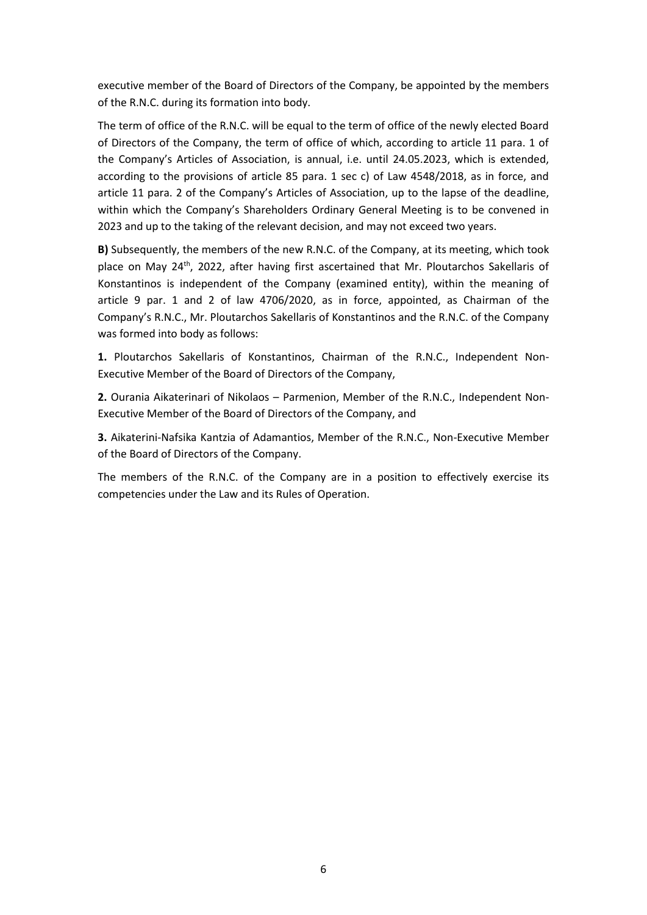executive member of the Board of Directors of the Company, be appointed by the members of the R.N.C. during its formation into body.

The term of office of the R.N.C. will be equal to the term of office of the newly elected Board of Directors of the Company, the term of office of which, according to article 11 para. 1 of the Company's Articles of Association, is annual, i.e. until 24.05.2023, which is extended, according to the provisions of article 85 para. 1 sec c) of Law 4548/2018, as in force, and article 11 para. 2 of the Company's Articles of Association, up to the lapse of the deadline, within which the Company's Shareholders Ordinary General Meeting is to be convened in 2023 and up to the taking of the relevant decision, and may not exceed two years.

**B)** Subsequently, the members of the new R.N.C. of the Company, at its meeting, which took place on May 24th, 2022, after having first ascertained that Mr. Ploutarchos Sakellaris of Konstantinos is independent of the Company (examined entity), within the meaning of article 9 par. 1 and 2 of law 4706/2020, as in force, appointed, as Chairman of the Company's R.N.C., Mr. Ploutarchos Sakellaris of Konstantinos and the R.N.C. of the Company was formed into body as follows:

**1.** Ploutarchos Sakellaris of Konstantinos, Chairman of the R.N.C., Independent Non-Executive Member of the Board of Directors of the Company,

**2.** Ourania Aikaterinari of Nikolaos – Parmenion, Member of the R.N.C., Independent Non-Executive Member of the Board of Directors of the Company, and

**3.** Aikaterini-Nafsika Kantzia of Adamantios, Member of the R.N.C., Non-Executive Member of the Board of Directors of the Company.

The members of the R.N.C. of the Company are in a position to effectively exercise its competencies under the Law and its Rules of Operation.